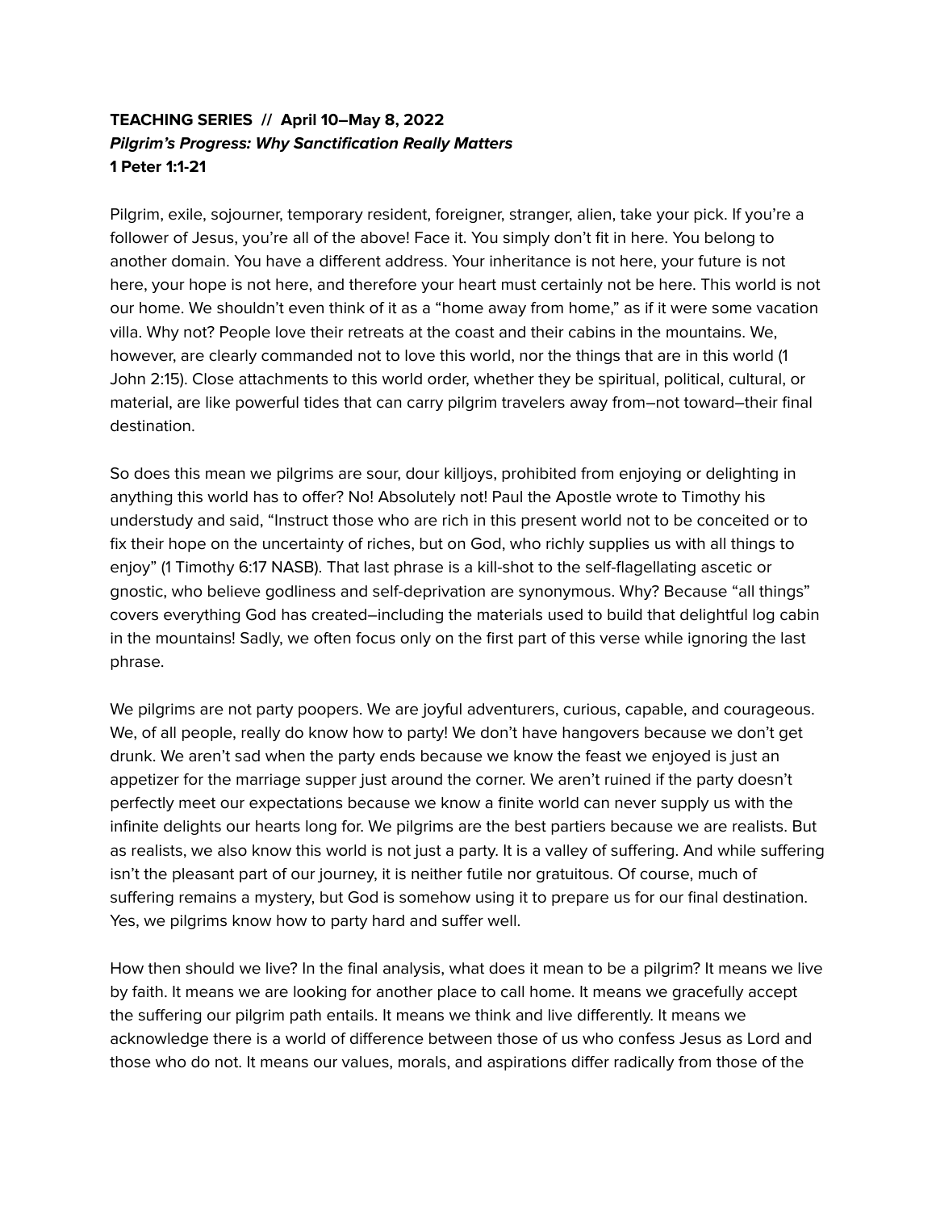**TEACHING SERIES // April 10–May 8, 2022**
***Pilgrim's Progress: Why Sanctification Really Matters***
**1 Peter 1:1-21**

Pilgrim, exile, sojourner, temporary resident, foreigner, stranger, alien, take your pick. If you're a follower of Jesus, you're all of the above! Face it. You simply don't fit in here. You belong to another domain. You have a different address. Your inheritance is not here, your future is not here, your hope is not here, and therefore your heart must certainly not be here. This world is not our home. We shouldn't even think of it as a "home away from home," as if it were some vacation villa. Why not? People love their retreats at the coast and their cabins in the mountains. We, however, are clearly commanded not to love this world, nor the things that are in this world (1 John 2:15). Close attachments to this world order, whether they be spiritual, political, cultural, or material, are like powerful tides that can carry pilgrim travelers away from–not toward–their final destination.

So does this mean we pilgrims are sour, dour killjoys, prohibited from enjoying or delighting in anything this world has to offer? No! Absolutely not! Paul the Apostle wrote to Timothy his understudy and said, "Instruct those who are rich in this present world not to be conceited or to fix their hope on the uncertainty of riches, but on God, who richly supplies us with all things to enjoy" (1 Timothy 6:17 NASB). That last phrase is a kill-shot to the self-flagellating ascetic or gnostic, who believe godliness and self-deprivation are synonymous. Why? Because "all things" covers everything God has created–including the materials used to build that delightful log cabin in the mountains! Sadly, we often focus only on the first part of this verse while ignoring the last phrase.

We pilgrims are not party poopers. We are joyful adventurers, curious, capable, and courageous. We, of all people, really do know how to party! We don't have hangovers because we don't get drunk. We aren't sad when the party ends because we know the feast we enjoyed is just an appetizer for the marriage supper just around the corner. We aren't ruined if the party doesn't perfectly meet our expectations because we know a finite world can never supply us with the infinite delights our hearts long for. We pilgrims are the best partiers because we are realists. But as realists, we also know this world is not just a party. It is a valley of suffering. And while suffering isn't the pleasant part of our journey, it is neither futile nor gratuitous. Of course, much of suffering remains a mystery, but God is somehow using it to prepare us for our final destination. Yes, we pilgrims know how to party hard and suffer well.

How then should we live? In the final analysis, what does it mean to be a pilgrim? It means we live by faith. It means we are looking for another place to call home. It means we gracefully accept the suffering our pilgrim path entails. It means we think and live differently. It means we acknowledge there is a world of difference between those of us who confess Jesus as Lord and those who do not. It means our values, morals, and aspirations differ radically from those of the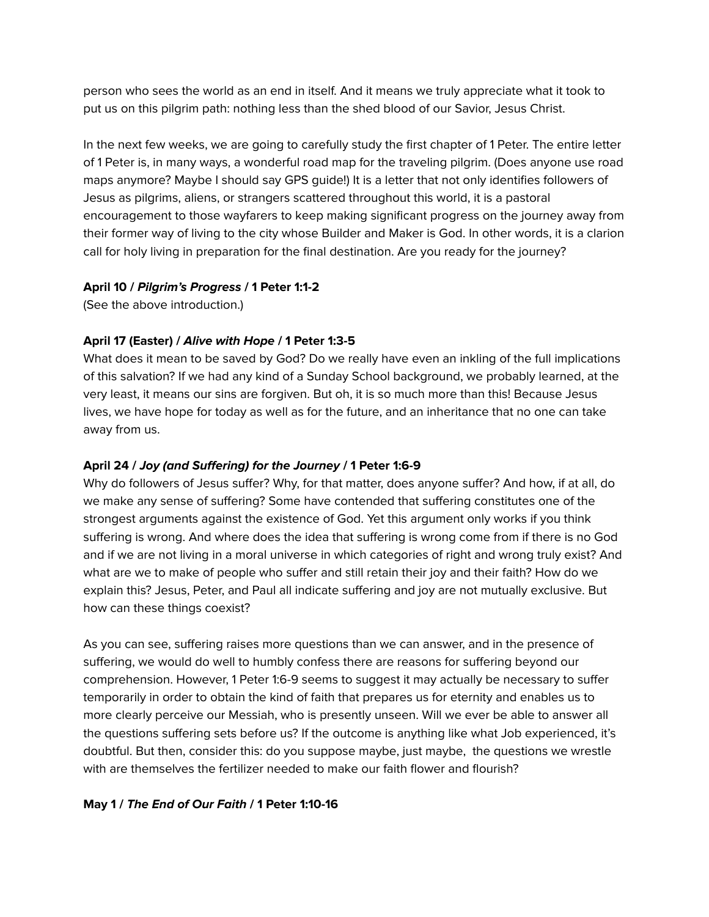person who sees the world as an end in itself. And it means we truly appreciate what it took to put us on this pilgrim path: nothing less than the shed blood of our Savior, Jesus Christ.

In the next few weeks, we are going to carefully study the first chapter of 1 Peter. The entire letter of 1 Peter is, in many ways, a wonderful road map for the traveling pilgrim. (Does anyone use road maps anymore? Maybe I should say GPS guide!) It is a letter that not only identifies followers of Jesus as pilgrims, aliens, or strangers scattered throughout this world, it is a pastoral encouragement to those wayfarers to keep making significant progress on the journey away from their former way of living to the city whose Builder and Maker is God. In other words, it is a clarion call for holy living in preparation for the final destination. Are you ready for the journey?

**April 10 / *Pilgrim's Progress* / 1 Peter 1:1-2**
(See the above introduction.)

**April 17 (Easter) / *Alive with Hope* / 1 Peter 1:3-5**
What does it mean to be saved by God? Do we really have even an inkling of the full implications of this salvation? If we had any kind of a Sunday School background, we probably learned, at the very least, it means our sins are forgiven. But oh, it is so much more than this! Because Jesus lives, we have hope for today as well as for the future, and an inheritance that no one can take away from us.

**April 24 / *Joy (and Suffering) for the Journey* / 1 Peter 1:6-9**
Why do followers of Jesus suffer? Why, for that matter, does anyone suffer? And how, if at all, do we make any sense of suffering? Some have contended that suffering constitutes one of the strongest arguments against the existence of God. Yet this argument only works if you think suffering is wrong. And where does the idea that suffering is wrong come from if there is no God and if we are not living in a moral universe in which categories of right and wrong truly exist? And what are we to make of people who suffer and still retain their joy and their faith? How do we explain this? Jesus, Peter, and Paul all indicate suffering and joy are not mutually exclusive. But how can these things coexist?

As you can see, suffering raises more questions than we can answer, and in the presence of suffering, we would do well to humbly confess there are reasons for suffering beyond our comprehension. However, 1 Peter 1:6-9 seems to suggest it may actually be necessary to suffer temporarily in order to obtain the kind of faith that prepares us for eternity and enables us to more clearly perceive our Messiah, who is presently unseen. Will we ever be able to answer all the questions suffering sets before us? If the outcome is anything like what Job experienced, it's doubtful. But then, consider this: do you suppose maybe, just maybe, the questions we wrestle with are themselves the fertilizer needed to make our faith flower and flourish?

**May 1 / *The End of Our Faith* / 1 Peter 1:10-16**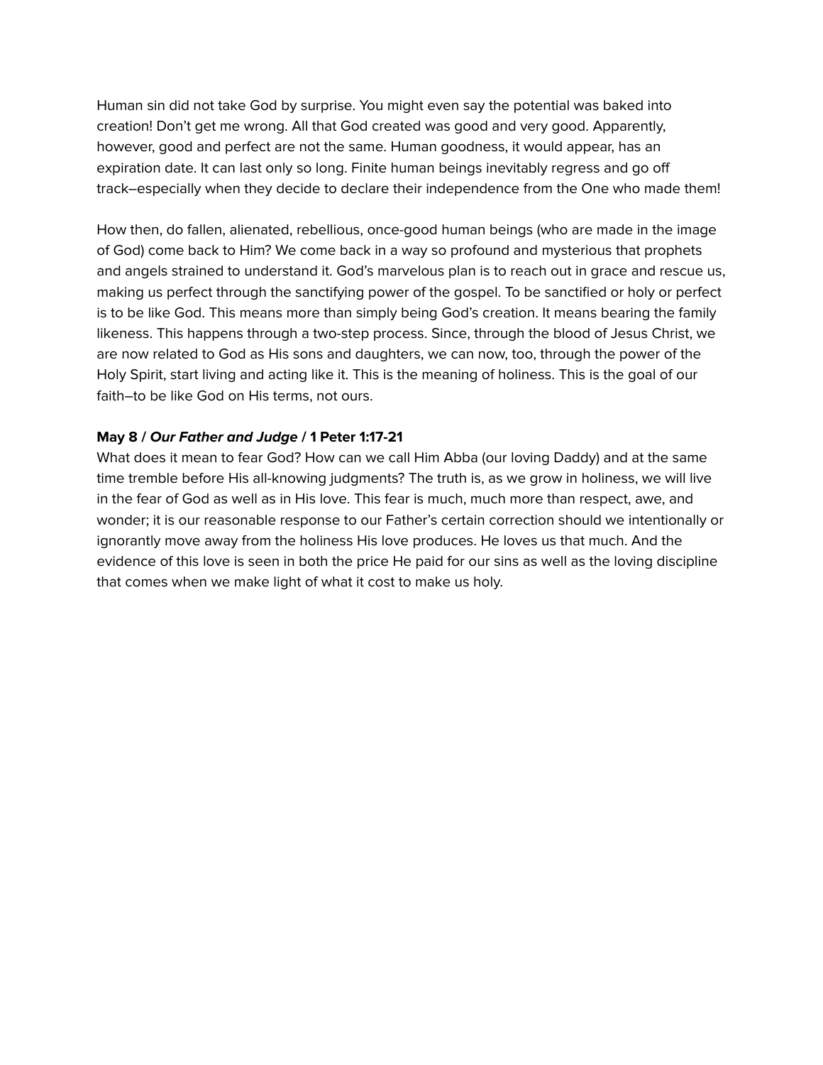Human sin did not take God by surprise. You might even say the potential was baked into creation! Don't get me wrong. All that God created was good and very good. Apparently, however, good and perfect are not the same. Human goodness, it would appear, has an expiration date. It can last only so long. Finite human beings inevitably regress and go off track–especially when they decide to declare their independence from the One who made them!

How then, do fallen, alienated, rebellious, once-good human beings (who are made in the image of God) come back to Him? We come back in a way so profound and mysterious that prophets and angels strained to understand it. God's marvelous plan is to reach out in grace and rescue us, making us perfect through the sanctifying power of the gospel. To be sanctified or holy or perfect is to be like God. This means more than simply being God's creation. It means bearing the family likeness. This happens through a two-step process. Since, through the blood of Jesus Christ, we are now related to God as His sons and daughters, we can now, too, through the power of the Holy Spirit, start living and acting like it. This is the meaning of holiness. This is the goal of our faith–to be like God on His terms, not ours.

**May 8 / *Our Father and Judge* / 1 Peter 1:17-21**

What does it mean to fear God? How can we call Him Abba (our loving Daddy) and at the same time tremble before His all-knowing judgments? The truth is, as we grow in holiness, we will live in the fear of God as well as in His love. This fear is much, much more than respect, awe, and wonder; it is our reasonable response to our Father's certain correction should we intentionally or ignorantly move away from the holiness His love produces. He loves us that much. And the evidence of this love is seen in both the price He paid for our sins as well as the loving discipline that comes when we make light of what it cost to make us holy.